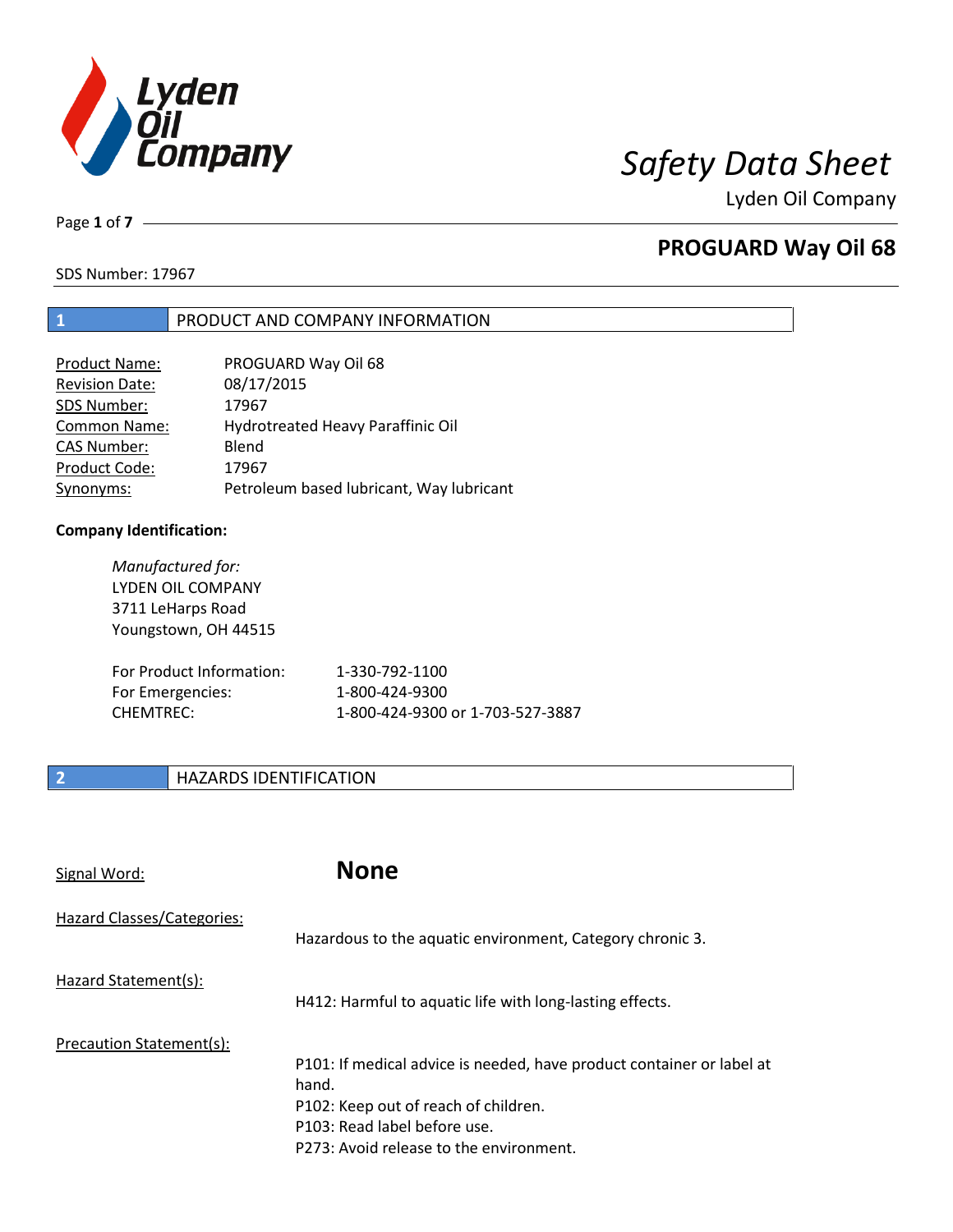# Safety Data Sheet

Lyden Oil Company

## PROGUARD Way Oil 68

SDS Number: 17967

## 1 PRODUCT AND COMPANY INFORMATION

| | |
|---|---|
| Product Name: | PROGUARD Way Oil 68 |
| Revision Date: | 08/17/2015 |
| SDS Number: | 17967 |
| Common Name: | Hydrotreated Heavy Paraffinic Oil |
| CAS Number: | Blend |
| Product Code: | 17967 |
| Synonyms: | Petroleum based lubricant, Way lubricant |

**Company Identification:**

*Manufactured for:*
LYDEN OIL COMPANY
3711 LeHarps Road
Youngstown, OH 44515

| | |
|---|---|
| For Product Information: | 1-330-792-1100 |
| For Emergencies: | 1-800-424-9300 |
| CHEMTREC: | 1-800-424-9300 or 1-703-527-3887 |

## 2 HAZARDS IDENTIFICATION

Signal Word: **None**

Hazard Classes/Categories:
Hazardous to the aquatic environment, Category chronic 3.

Hazard Statement(s):
H412: Harmful to aquatic life with long-lasting effects.

Precaution Statement(s):
P101: If medical advice is needed, have product container or label at hand.
P102: Keep out of reach of children.
P103: Read label before use.
P273: Avoid release to the environment.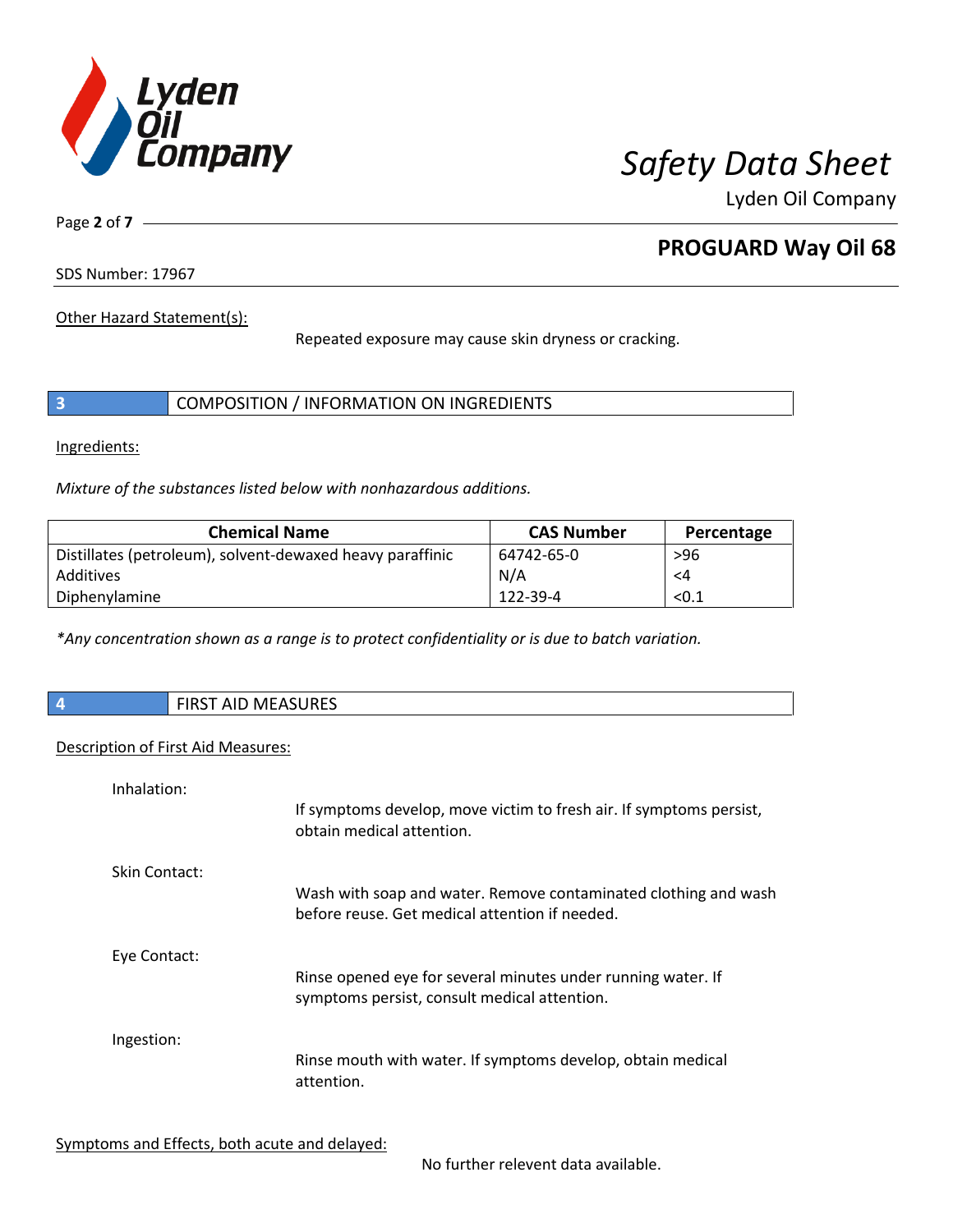Other Hazard Statement(s):

Repeated exposure may cause skin dryness or cracking.

## 3 COMPOSITION / INFORMATION ON INGREDIENTS

Ingredients:

*Mixture of the substances listed below with nonhazardous additions.*

| Chemical Name | CAS Number | Percentage |
|---|---|---|
| Distillates (petroleum), solvent-dewaxed heavy paraffinic | 64742-65-0 | >96 |
| Additives | N/A | <4 |
| Diphenylamine | 122-39-4 | <0.1 |

*\*Any concentration shown as a range is to protect confidentiality or is due to batch variation.*

## 4 FIRST AID MEASURES

Description of First Aid Measures:

Inhalation:

If symptoms develop, move victim to fresh air. If symptoms persist, obtain medical attention.

Skin Contact:

Wash with soap and water. Remove contaminated clothing and wash before reuse. Get medical attention if needed.

Eye Contact:

Rinse opened eye for several minutes under running water. If symptoms persist, consult medical attention.

Ingestion:

Rinse mouth with water. If symptoms develop, obtain medical attention.

Symptoms and Effects, both acute and delayed:

No further relevent data available.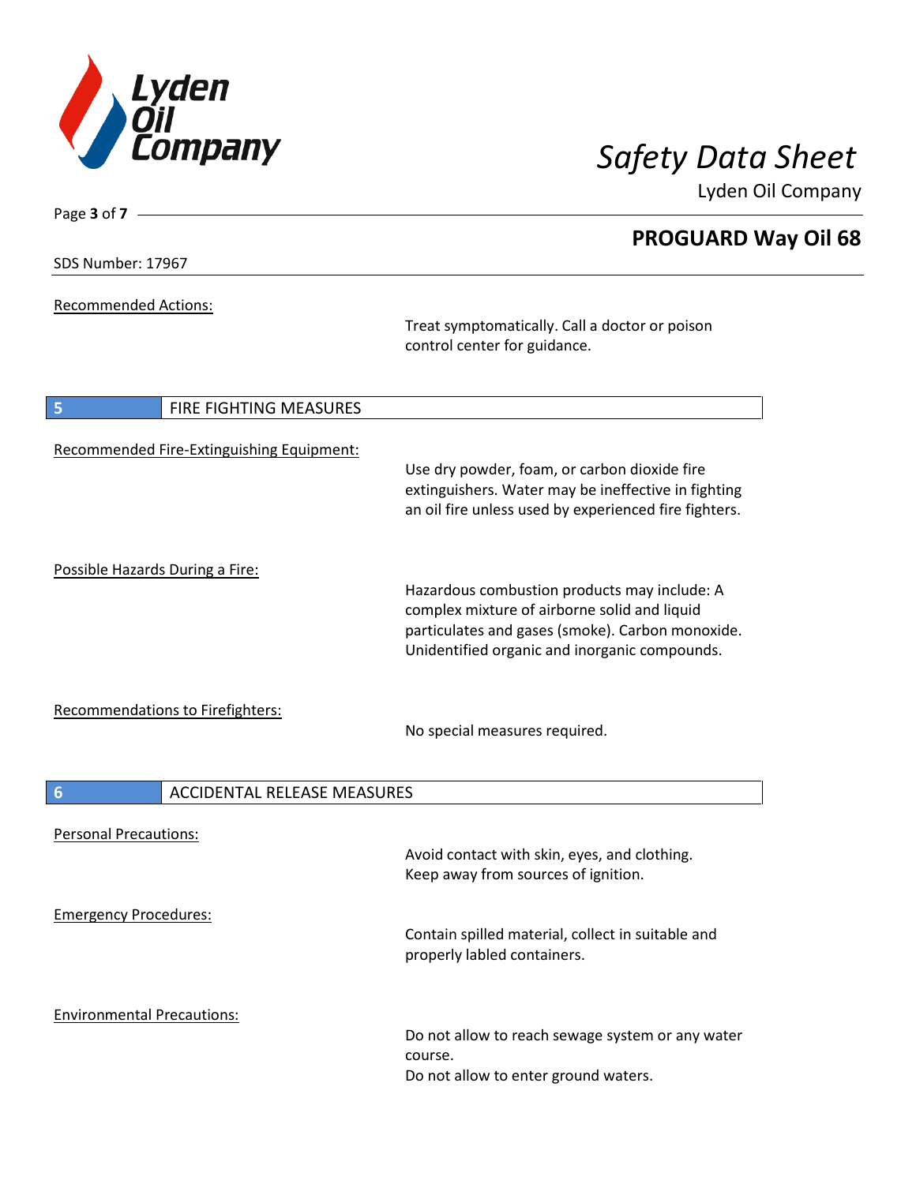Recommended Actions:

Treat symptomatically. Call a doctor or poison control center for guidance.

## 5 FIRE FIGHTING MEASURES

Recommended Fire-Extinguishing Equipment:

Use dry powder, foam, or carbon dioxide fire extinguishers. Water may be ineffective in fighting an oil fire unless used by experienced fire fighters.

Possible Hazards During a Fire:

Hazardous combustion products may include: A complex mixture of airborne solid and liquid particulates and gases (smoke). Carbon monoxide. Unidentified organic and inorganic compounds.

Recommendations to Firefighters:

No special measures required.

## 6 ACCIDENTAL RELEASE MEASURES

Personal Precautions:

Avoid contact with skin, eyes, and clothing.
Keep away from sources of ignition.

Emergency Procedures:

Contain spilled material, collect in suitable and properly labled containers.

Environmental Precautions:

Do not allow to reach sewage system or any water course.
Do not allow to enter ground waters.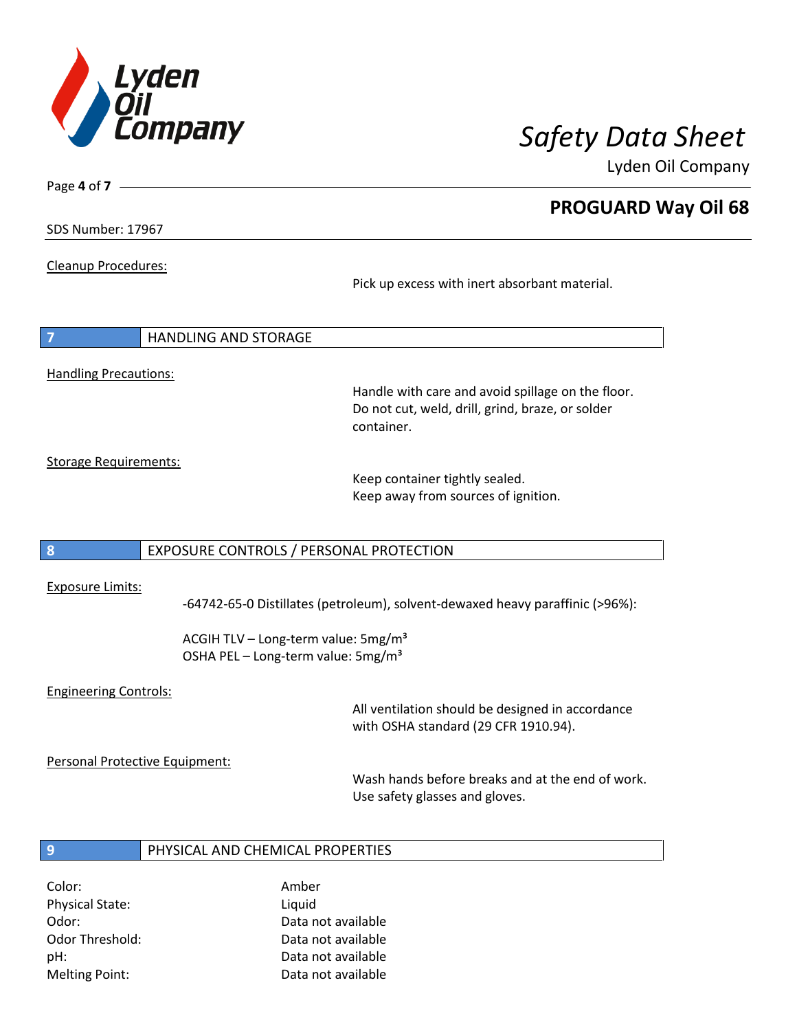SDS Number: 17967

Cleanup Procedures:

Pick up excess with inert absorbant material.

## 7 HANDLING AND STORAGE

Handling Precautions:

Handle with care and avoid spillage on the floor. Do not cut, weld, drill, grind, braze, or solder container.

Storage Requirements:

Keep container tightly sealed.
Keep away from sources of ignition.

## 8 EXPOSURE CONTROLS / PERSONAL PROTECTION

Exposure Limits:

-64742-65-0 Distillates (petroleum), solvent-dewaxed heavy paraffinic (>96%):

ACGIH TLV – Long-term value: 5mg/m³
OSHA PEL – Long-term value: 5mg/m³

Engineering Controls:

All ventilation should be designed in accordance with OSHA standard (29 CFR 1910.94).

Personal Protective Equipment:

Wash hands before breaks and at the end of work.
Use safety glasses and gloves.

## 9 PHYSICAL AND CHEMICAL PROPERTIES

| | |
|---|---|
| Color: | Amber |
| Physical State: | Liquid |
| Odor: | Data not available |
| Odor Threshold: | Data not available |
| pH: | Data not available |
| Melting Point: | Data not available |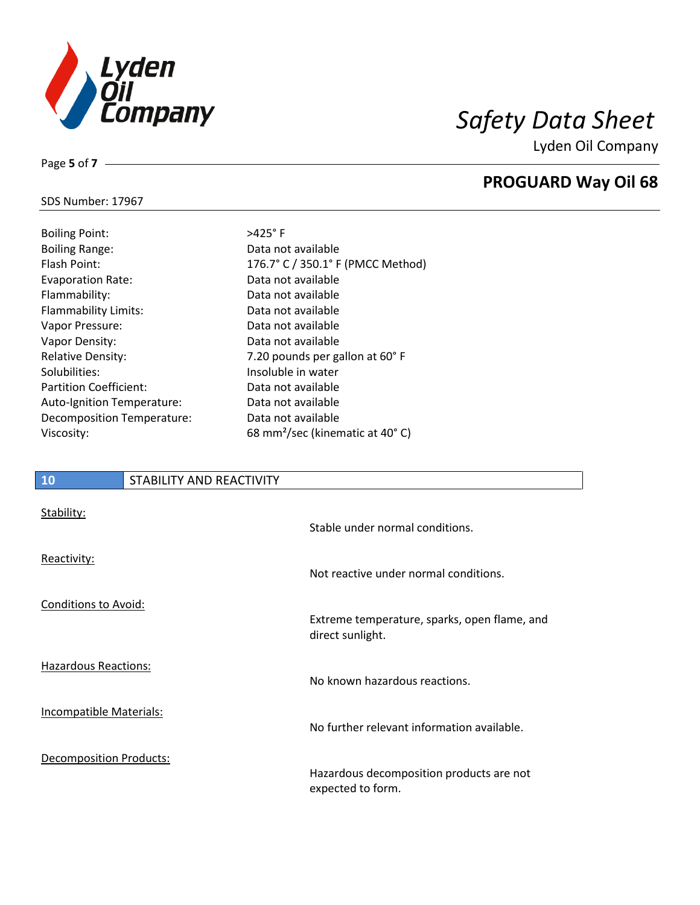| | |
|---|---|
| Boiling Point: | >425° F |
| Boiling Range: | Data not available |
| Flash Point: | 176.7° C / 350.1° F (PMCC Method) |
| Evaporation Rate: | Data not available |
| Flammability: | Data not available |
| Flammability Limits: | Data not available |
| Vapor Pressure: | Data not available |
| Vapor Density: | Data not available |
| Relative Density: | 7.20 pounds per gallon at 60° F |
| Solubilities: | Insoluble in water |
| Partition Coefficient: | Data not available |
| Auto-Ignition Temperature: | Data not available |
| Decomposition Temperature: | Data not available |
| Viscosity: | 68 $mm^2$/sec (kinematic at 40° C) |

## 10 STABILITY AND REACTIVITY

Stability:

Stable under normal conditions.

Reactivity:

Not reactive under normal conditions.

Conditions to Avoid:

Extreme temperature, sparks, open flame, and direct sunlight.

Hazardous Reactions:

No known hazardous reactions.

Incompatible Materials:

No further relevant information available.

Decomposition Products:

Hazardous decomposition products are not expected to form.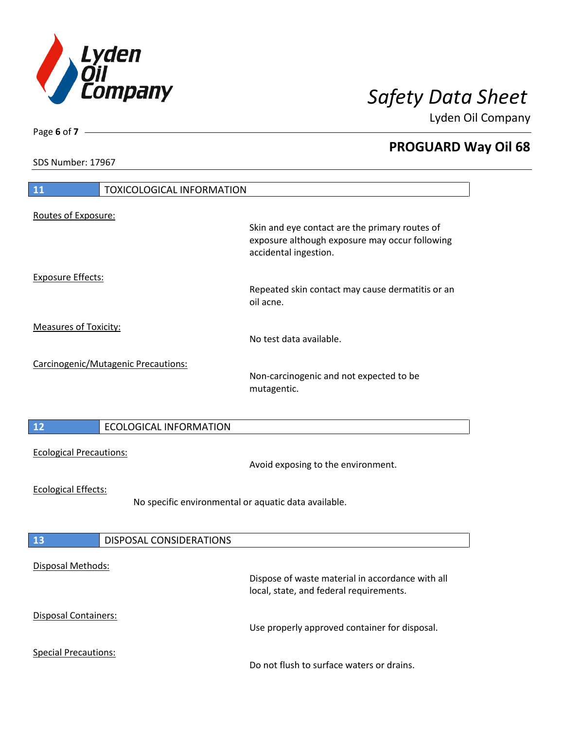## 11 TOXICOLOGICAL INFORMATION

Routes of Exposure:

Skin and eye contact are the primary routes of exposure although exposure may occur following accidental ingestion.

Exposure Effects:

Repeated skin contact may cause dermatitis or an oil acne.

Measures of Toxicity:

No test data available.

Carcinogenic/Mutagenic Precautions:

Non-carcinogenic and not expected to be mutagentic.

## 12 ECOLOGICAL INFORMATION

Ecological Precautions:

Avoid exposing to the environment.

Ecological Effects:

No specific environmental or aquatic data available.

## 13 DISPOSAL CONSIDERATIONS

Disposal Methods:

Dispose of waste material in accordance with all local, state, and federal requirements.

Disposal Containers:

Use properly approved container for disposal.

Special Precautions:

Do not flush to surface waters or drains.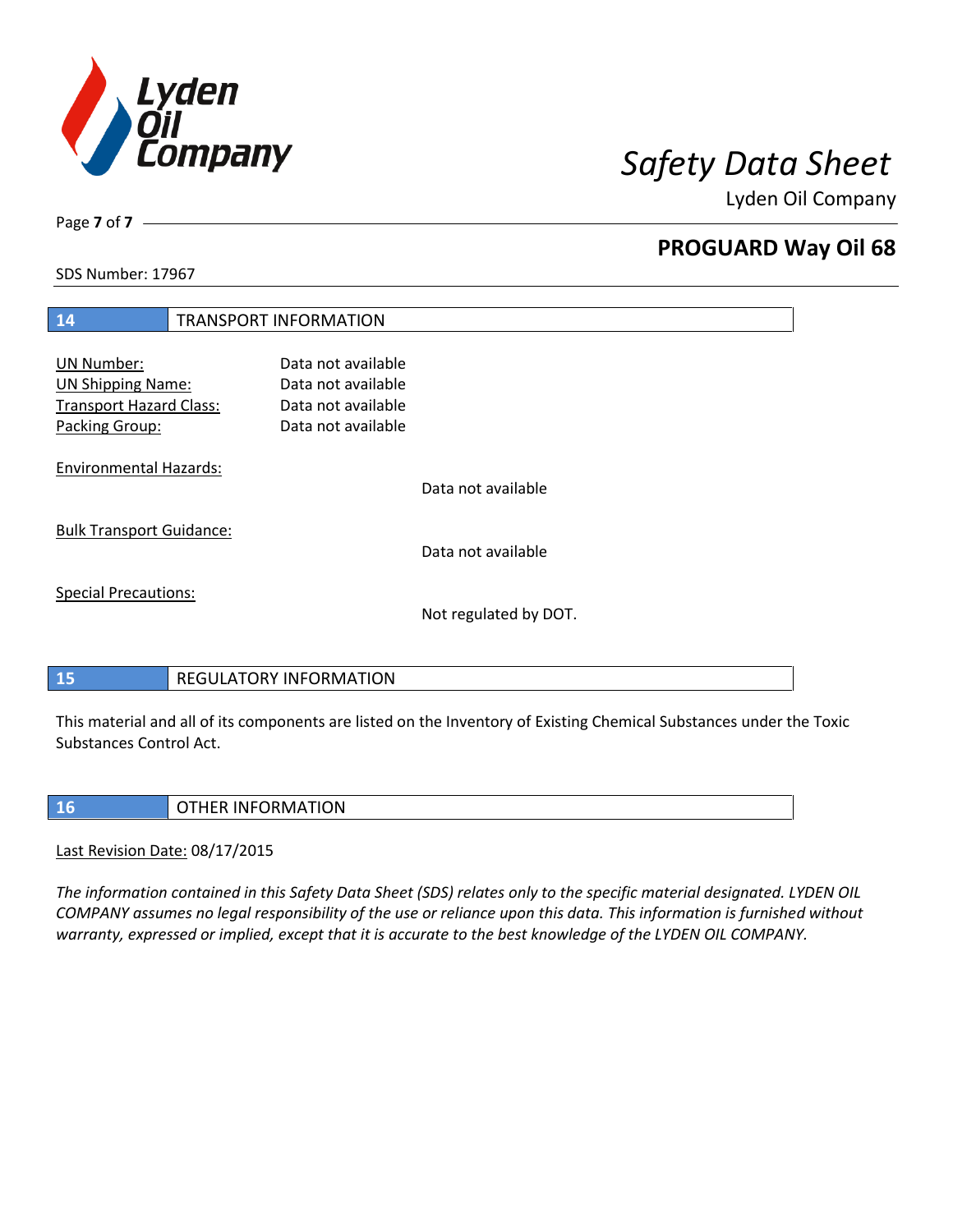SDS Number: 17967

## PROGUARD Way Oil 68

## 14 TRANSPORT INFORMATION

| | |
|---|---|
| UN Number: | Data not available |
| UN Shipping Name: | Data not available |
| Transport Hazard Class: | Data not available |
| Packing Group: | Data not available |

Environmental Hazards:

Data not available

Bulk Transport Guidance:

Data not available

Special Precautions:

Not regulated by DOT.

## 15 REGULATORY INFORMATION

This material and all of its components are listed on the Inventory of Existing Chemical Substances under the Toxic Substances Control Act.

## 16 OTHER INFORMATION

Last Revision Date: 08/17/2015

*The information contained in this Safety Data Sheet (SDS) relates only to the specific material designated. LYDEN OIL COMPANY assumes no legal responsibility of the use or reliance upon this data. This information is furnished without warranty, expressed or implied, except that it is accurate to the best knowledge of the LYDEN OIL COMPANY.*